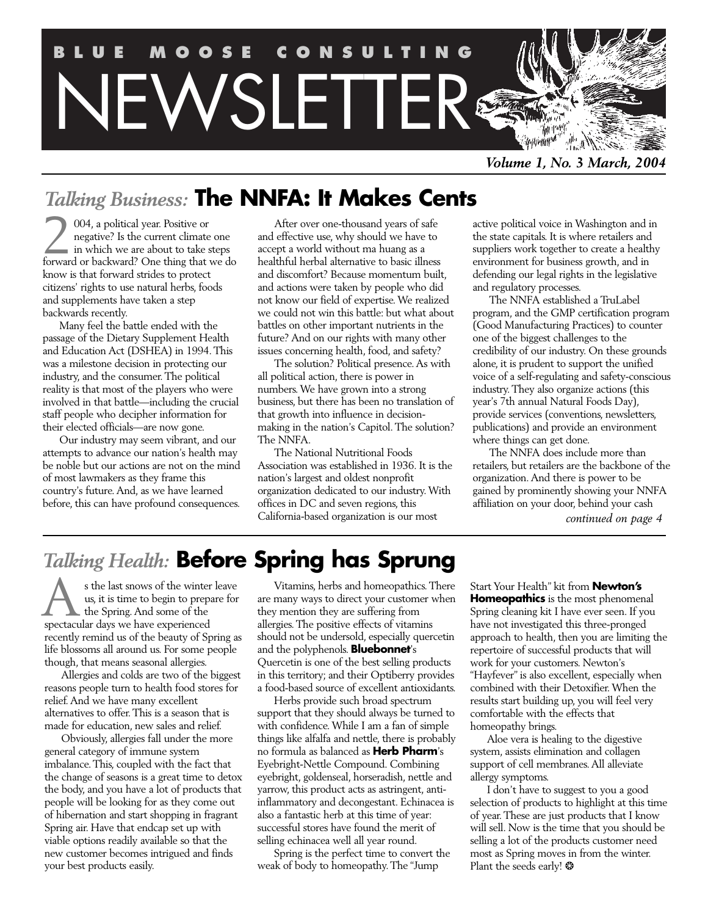# BLUE MOOSE CONSULTING NEWSLETTER

*Volume 1, No. 3 March, 2004*

## *Talking Business:* The NNFA: It Makes Cents

2004, a political year. Positive or negative? Is the current climate one in which we are about to take steps forward or backward? One thing that we do know is that forward strides to protect citizens' rights to use natural herbs, foods and supplements have taken a step backwards recently.

Many feel the battle ended with the passage of the Dietary Supplement Health and Education Act (DSHEA) in 1994. This was a milestone decision in protecting our industry, and the consumer. The political reality is that most of the players who were involved in that battle—including the crucial staff people who decipher information for their elected officials—are now gone.

Our industry may seem vibrant, and our attempts to advance our nation's health may be noble but our actions are not on the mind of most lawmakers as they frame this country's future. And, as we have learned before, this can have profound consequences.

After over one-thousand years of safe and effective use, why should we have to accept a world without ma huang as a healthful herbal alternative to basic illness and discomfort? Because momentum built, and actions were taken by people who did not know our field of expertise. We realized we could not win this battle: but what about battles on other important nutrients in the future? And on our rights with many other issues concerning health, food, and safety?

The solution? Political presence. As with all political action, there is power in numbers. We have grown into a strong business, but there has been no translation of that growth into influence in decision-making in the nation's Capitol. The solution? The NNFA.

The National Nutritional Foods Association was established in 1936. It is the nation's largest and oldest nonprofit organization dedicated to our industry. With offices in DC and seven regions, this California-based organization is our most active political voice in Washington and in the state capitals. It is where retailers and suppliers work together to create a healthy environment for business growth, and in defending our legal rights in the legislative and regulatory processes.

The NNFA established a TruLabel program, and the GMP certification program (Good Manufacturing Practices) to counter one of the biggest challenges to the credibility of our industry. On these grounds alone, it is prudent to support the unified voice of a self-regulating and safety-conscious industry. They also organize actions (this year's 7th annual Natural Foods Day), provide services (conventions, newsletters, publications) and provide an environment where things can get done.

The NNFA does include more than retailers, but retailers are the backbone of the organization. And there is power to be gained by prominently showing your NNFA affiliation on your door, behind your cash

*continued on page 4*

## *Talking Health:* Before Spring has Sprung

As the last snows of the winter leave us, it is time to begin to prepare for the Spring. And some of the spectacular days we have experienced recently remind us of the beauty of Spring as life blossoms all around us. For some people though, that means seasonal allergies.

Allergies and colds are two of the biggest reasons people turn to health food stores for relief. And we have many excellent alternatives to offer. This is a season that is made for education, new sales and relief.

Obviously, allergies fall under the more general category of immune system imbalance. This, coupled with the fact that the change of seasons is a great time to detox the body, and you have a lot of products that people will be looking for as they come out of hibernation and start shopping in fragrant Spring air. Have that endcap set up with viable options readily available so that the new customer becomes intrigued and finds your best products easily.

Vitamins, herbs and homeopathics. There are many ways to direct your customer when they mention they are suffering from allergies. The positive effects of vitamins should not be undersold, especially quercetin and the polyphenols. **Bluebonnet**'s Quercetin is one of the best selling products in this territory; and their Optiberry provides a food-based source of excellent antioxidants.

Herbs provide such broad spectrum support that they should always be turned to with confidence. While I am a fan of simple things like alfalfa and nettle, there is probably no formula as balanced as **Herb Pharm**'s Eyebright-Nettle Compound. Combining eyebright, goldenseal, horseradish, nettle and yarrow, this product acts as astringent, anti-inflammatory and decongestant. Echinacea is also a fantastic herb at this time of year: successful stores have found the merit of selling echinacea well all year round.

Spring is the perfect time to convert the weak of body to homeopathy. The "Jump Start Your Health" kit from **Newton's Homeopathics** is the most phenomenal Spring cleaning kit I have ever seen. If you have not investigated this three-pronged approach to health, then you are limiting the repertoire of successful products that will work for your customers. Newton's "Hayfever" is also excellent, especially when combined with their Detoxifier. When the results start building up, you will feel very comfortable with the effects that homeopathy brings.

Aloe vera is healing to the digestive system, assists elimination and collagen support of cell membranes. All alleviate allergy symptoms.

I don't have to suggest to you a good selection of products to highlight at this time of year. These are just products that I know will sell. Now is the time that you should be selling a lot of the products customer need most as Spring moves in from the winter. Plant the seeds early! ❂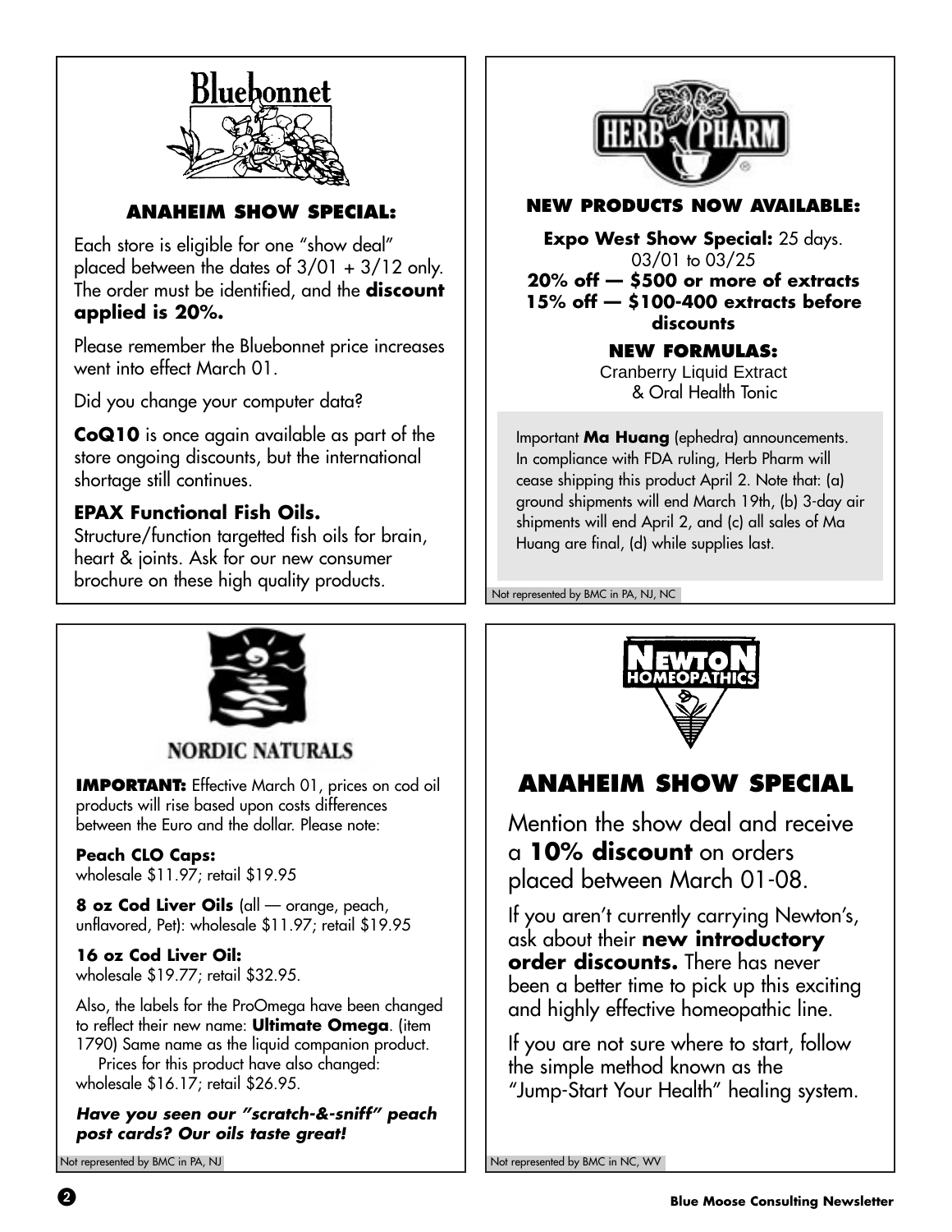## Bluebonnet

### ANAHEIM SHOW SPECIAL:

Each store is eligible for one "show deal" placed between the dates of 3/01 + 3/12 only. The order must be identified, and the **discount applied is 20%.**

Please remember the Bluebonnet price increases went into effect March 01.

Did you change your computer data?

**CoQ10** is once again available as part of the store ongoing discounts, but the international shortage still continues.

**EPAX Functional Fish Oils.**
Structure/function targetted fish oils for brain, heart & joints. Ask for our new consumer brochure on these high quality products.

## HERB PHARM

### NEW PRODUCTS NOW AVAILABLE:

**Expo West Show Special:** 25 days.
03/01 to 03/25
**20% off — $500 or more of extracts**
**15% off — $100-400 extracts before discounts**

**NEW FORMULAS:**
Cranberry Liquid Extract
& Oral Health Tonic

Important **Ma Huang** (ephedra) announcements. In compliance with FDA ruling, Herb Pharm will cease shipping this product April 2. Note that: (a) ground shipments will end March 19th, (b) 3-day air shipments will end April 2, and (c) all sales of Ma Huang are final, (d) while supplies last.

Not represented by BMC in PA, NJ, NC

## NORDIC NATURALS

**IMPORTANT:** Effective March 01, prices on cod oil products will rise based upon costs differences between the Euro and the dollar. Please note:

**Peach CLO Caps:**
wholesale $11.97; retail $19.95

**8 oz Cod Liver Oils** (all — orange, peach, unflavored, Pet): wholesale $11.97; retail $19.95

**16 oz Cod Liver Oil:**
wholesale $19.77; retail $32.95.

Also, the labels for the ProOmega have been changed to reflect their new name: **Ultimate Omega**. (item 1790) Same name as the liquid companion product.
Prices for this product have also changed: wholesale $16.17; retail $26.95.

***Have you seen our "scratch-&-sniff" peach post cards? Our oils taste great!***

Not represented by BMC in PA, NJ

## NEWTON HOMEOPATHICS

### ANAHEIM SHOW SPECIAL

Mention the show deal and receive a **10% discount** on orders placed between March 01-08.

If you aren't currently carrying Newton's, ask about their **new introductory order discounts.** There has never been a better time to pick up this exciting and highly effective homeopathic line.

If you are not sure where to start, follow the simple method known as the "Jump-Start Your Health" healing system.

Not represented by BMC in NC, WV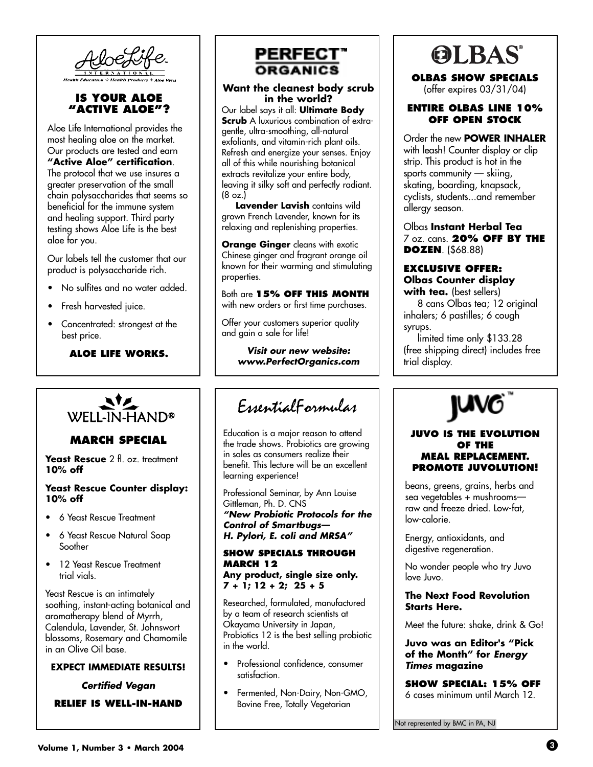## AloeLife

INTERNATIONAL

Health Education ✣ Health Products ✣ Aloe Vera

### IS YOUR ALOE "ACTIVE ALOE"?

Aloe Life International provides the most healing aloe on the market. Our products are tested and earn **"Active Aloe" certification**. The protocol that we use insures a greater preservation of the small chain polysaccharides that seems so beneficial for the immune system and healing support. Third party testing shows Aloe Life is the best aloe for you.

Our labels tell the customer that our product is polysaccharide rich.

- No sulfites and no water added.
- Fresh harvested juice.
- Concentrated: strongest at the best price.

**ALOE LIFE WORKS.**

## PERFECT™ ORGANICS

### Want the cleanest body scrub in the world?

Our label says it all: **Ultimate Body Scrub** A luxurious combination of extra-gentle, ultra-smoothing, all-natural exfoliants, and vitamin-rich plant oils. Refresh and energize your senses. Enjoy all of this while nourishing botanical extracts revitalize your entire body, leaving it silky soft and perfectly radiant. (8 oz.)

**Lavender Lavish** contains wild grown French Lavender, known for its relaxing and replenishing properties.

**Orange Ginger** cleans with exotic Chinese ginger and fragrant orange oil known for their warming and stimulating properties.

Both are **15% OFF THIS MONTH** with new orders or first time purchases.

Offer your customers superior quality and gain a sale for life!

***Visit our new website: www.PerfectOrganics.com***

## OLBAS®

### OLBAS SHOW SPECIALS

(offer expires 03/31/04)

### ENTIRE OLBAS LINE 10% OFF OPEN STOCK

Order the new **POWER INHALER** with leash! Counter display or clip strip. This product is hot in the sports community — skiing, skating, boarding, knapsack, cyclists, students...and remember allergy season.

Olbas **Instant Herbal Tea** 7 oz. cans. **20% OFF BY THE DOZEN**. ($68.88)

**EXCLUSIVE OFFER: Olbas Counter display with tea.** (best sellers)

8 cans Olbas tea; 12 original inhalers; 6 pastilles; 6 cough syrups.

limited time only $133.28 (free shipping direct) includes free trial display.

## WELL-IN-HAND®

### MARCH SPECIAL

**Yeast Rescue** 2 fl. oz. treatment **10% off**

**Yeast Rescue Counter display: 10% off**

- 6 Yeast Rescue Treatment
- 6 Yeast Rescue Natural Soap Soother
- 12 Yeast Rescue Treatment trial vials.

Yeast Rescue is an intimately soothing, instant-acting botanical and aromatherapy blend of Myrrh, Calendula, Lavender, St. Johnswort blossoms, Rosemary and Chamomile in an Olive Oil base.

**EXPECT IMMEDIATE RESULTS!**

***Certified Vegan***

**RELIEF IS WELL-IN-HAND**

## EssentialFormulas

Education is a major reason to attend the trade shows. Probiotics are growing in sales as consumers realize their benefit. This lecture will be an excellent learning experience!

Professional Seminar, by Ann Louise Gittleman, Ph. D. CNS

***"New Probiotic Protocols for the Control of Smartbugs— H. Pylori, E. coli and MRSA"***

**SHOW SPECIALS THROUGH MARCH 12**

**Any product, single size only. 7 + 1; 12 + 2; 25 + 5**

Researched, formulated, manufactured by a team of research scientists at Okayama University in Japan, Probiotics 12 is the best selling probiotic in the world.

- Professional confidence, consumer satisfaction.
- Fermented, Non-Dairy, Non-GMO, Bovine Free, Totally Vegetarian

## JUVO™

### JUVO IS THE EVOLUTION OF THE MEAL REPLACEMENT. PROMOTE JUVOLUTION!

beans, greens, grains, herbs and sea vegetables + mushrooms—raw and freeze dried. Low-fat, low-calorie.

Energy, antioxidants, and digestive regeneration.

No wonder people who try Juvo love Juvo.

**The Next Food Revolution Starts Here.**

Meet the future: shake, drink & Go!

**Juvo was an Editor's "Pick of the Month" for *Energy Times* magazine**

**SHOW SPECIAL: 15% OFF** 6 cases minimum until March 12.

Not represented by BMC in PA, NJ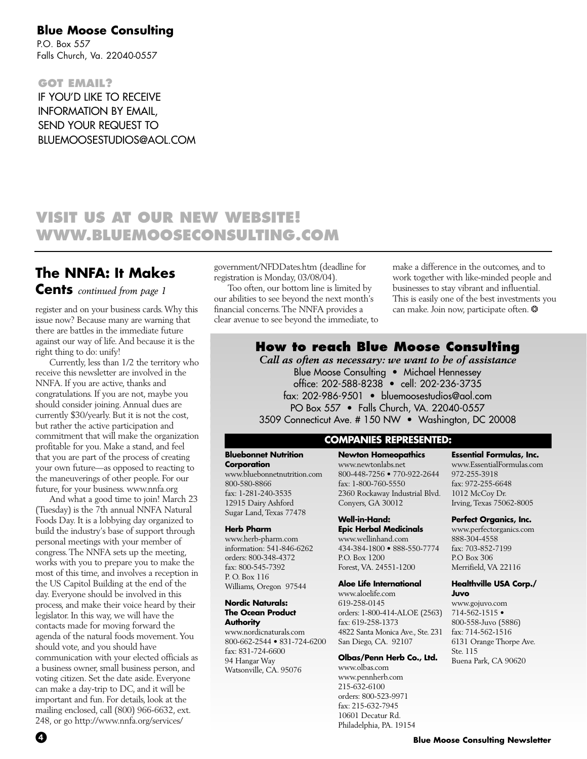**Blue Moose Consulting**

P.O. Box 557
Falls Church, Va. 22040-0557

**GOT EMAIL?**

IF YOU'D LIKE TO RECEIVE INFORMATION BY EMAIL, SEND YOUR REQUEST TO BLUEMOOSESTUDIOS@AOL.COM

## VISIT US AT OUR NEW WEBSITE! WWW.BLUEMOOSECONSULTING.COM

## The NNFA: It Makes Cents *continued from page 1*

register and on your business cards. Why this issue now? Because many are warning that there are battles in the immediate future against our way of life. And because it is the right thing to do: unify!

Currently, less than 1/2 the territory who receive this newsletter are involved in the NNFA. If you are active, thanks and congratulations. If you are not, maybe you should consider joining. Annual dues are currently $30/yearly. But it is not the cost, but rather the active participation and commitment that will make the organization profitable for you. Make a stand, and feel that you are part of the process of creating your own future—as opposed to reacting to the maneuverings of other people. For our future, for your business. www.nnfa.org

And what a good time to join! March 23 (Tuesday) is the 7th annual NNFA Natural Foods Day. It is a lobbying day organized to build the industry's base of support through personal meetings with your member of congress. The NNFA sets up the meeting, works with you to prepare you to make the most of this time, and involves a reception in the US Capitol Building at the end of the day. Everyone should be involved in this process, and make their voice heard by their legislator. In this way, we will have the contacts made for moving forward the agenda of the natural foods movement. You should vote, and you should have communication with your elected officials as a business owner, small business person, and voting citizen. Set the date aside. Everyone can make a day-trip to DC, and it will be important and fun. For details, look at the mailing enclosed, call (800) 966-6632, ext. 248, or go http://www.nnfa.org/services/government/NFDDates.htm (deadline for registration is Monday, 03/08/04).

Too often, our bottom line is limited by our abilities to see beyond the next month's financial concerns. The NNFA provides a clear avenue to see beyond the immediate, to make a difference in the outcomes, and to work together with like-minded people and businesses to stay vibrant and influential. This is easily one of the best investments you can make. Join now, participate often. ❂

## How to reach Blue Moose Consulting

*Call as often as necessary: we want to be of assistance*

Blue Moose Consulting • Michael Hennessey
office: 202-588-8238 • cell: 202-236-3735
fax: 202-986-9501 • bluemoosestudios@aol.com
PO Box 557 • Falls Church, VA. 22040-0557
3509 Connecticut Ave. # 150 NW • Washington, DC 20008

### COMPANIES REPRESENTED:

**Bluebonnet Nutrition Corporation**
www.bluebonnetnutrition.com
800-580-8866
fax: 1-281-240-3535
12915 Dairy Ashford
Sugar Land, Texas 77478

**Herb Pharm**
www.herb-pharm.com
information: 541-846-6262
orders: 800-348-4372
fax: 800-545-7392
P. O. Box 116
Williams, Oregon 97544

**Nordic Naturals: The Ocean Product Authority**
www.nordicnaturals.com
800-662-2544 • 831-724-6200
fax: 831-724-6600
94 Hangar Way
Watsonville, CA. 95076

**Newton Homeopathics**
www.newtonlabs.net
800-448-7256 • 770-922-2644
fax: 1-800-760-5550
2360 Rockaway Industrial Blvd.
Conyers, GA 30012

**Well-in-Hand: Epic Herbal Medicinals**
www.wellinhand.com
434-384-1800 • 888-550-7774
P.O. Box 1200
Forest, VA. 24551-1200

**Aloe Life International**
www.aloelife.com
619-258-0145
orders: 1-800-414-ALOE (2563)
fax: 619-258-1373
4822 Santa Monica Ave., Ste. 231
San Diego, CA. 92107

**Olbas/Penn Herb Co., Ltd.**
www.olbas.com
www.pennherb.com
215-632-6100
orders: 800-523-9971
fax: 215-632-7945
10601 Decatur Rd.
Philadelphia, PA. 19154

**Essential Formulas, Inc.**
www.EssentialFormulas.com
972-255-3918
fax: 972-255-6648
1012 McCoy Dr.
Irving, Texas 75062-8005

**Perfect Organics, Inc.**
www.perfectorganics.com
888-304-4558
fax: 703-852-7199
P.O Box 306
Merrifield, VA 22116

**Healthville USA Corp./ Juvo**
www.gojuvo.com
714-562-1515 •
800-558-Juvo (5886)
fax: 714-562-1516
6131 Orange Thorpe Ave.
Ste. 115
Buena Park, CA 90620